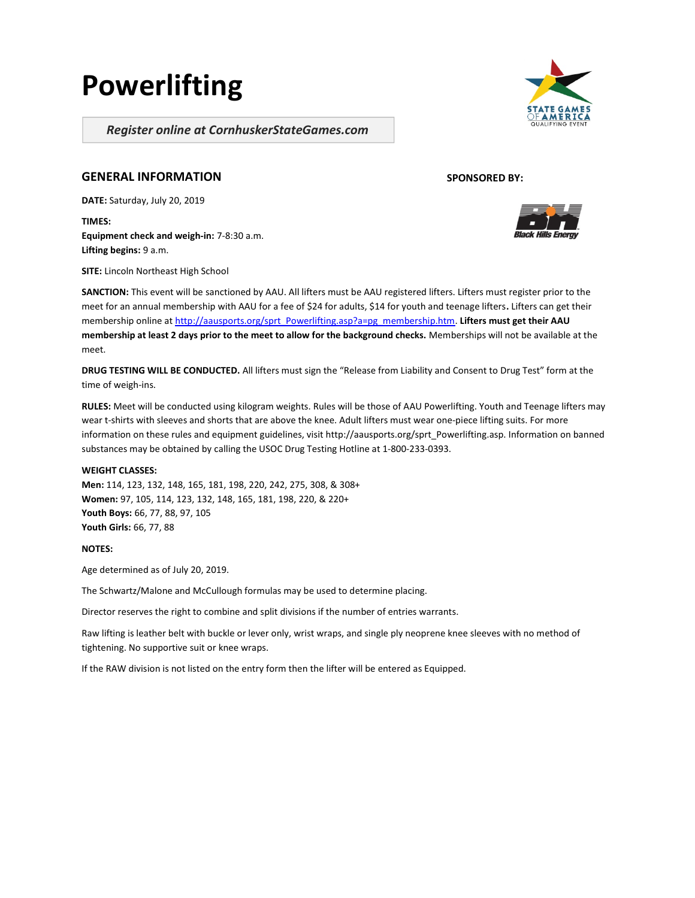# Powerlifting

*Register online at CornhuskerStateGames.com*

STATE GAMES OF AMERICA QUALIFYING EVENT

## GENERAL INFORMATION

**SPONSORED BY:**

Black Hills Energy

**DATE:** Saturday, July 20, 2019

**TIMES:**
**Equipment check and weigh-in:** 7-8:30 a.m.
**Lifting begins:** 9 a.m.

**SITE:** Lincoln Northeast High School

**SANCTION:** This event will be sanctioned by AAU. All lifters must be AAU registered lifters. Lifters must register prior to the meet for an annual membership with AAU for a fee of $24 for adults, $14 for youth and teenage lifters**.** Lifters can get their membership online at http://aausports.org/sprt_Powerlifting.asp?a=pg_membership.htm. **Lifters must get their AAU membership at least 2 days prior to the meet to allow for the background checks.** Memberships will not be available at the meet.

**DRUG TESTING WILL BE CONDUCTED.** All lifters must sign the "Release from Liability and Consent to Drug Test" form at the time of weigh-ins.

**RULES:** Meet will be conducted using kilogram weights. Rules will be those of AAU Powerlifting. Youth and Teenage lifters may wear t-shirts with sleeves and shorts that are above the knee. Adult lifters must wear one-piece lifting suits. For more information on these rules and equipment guidelines, visit http://aausports.org/sprt_Powerlifting.asp. Information on banned substances may be obtained by calling the USOC Drug Testing Hotline at 1-800-233-0393.

**WEIGHT CLASSES:**
**Men:** 114, 123, 132, 148, 165, 181, 198, 220, 242, 275, 308, & 308+
**Women:** 97, 105, 114, 123, 132, 148, 165, 181, 198, 220, & 220+
**Youth Boys:** 66, 77, 88, 97, 105
**Youth Girls:** 66, 77, 88

**NOTES:**

Age determined as of July 20, 2019.

The Schwartz/Malone and McCullough formulas may be used to determine placing.

Director reserves the right to combine and split divisions if the number of entries warrants.

Raw lifting is leather belt with buckle or lever only, wrist wraps, and single ply neoprene knee sleeves with no method of tightening. No supportive suit or knee wraps.

If the RAW division is not listed on the entry form then the lifter will be entered as Equipped.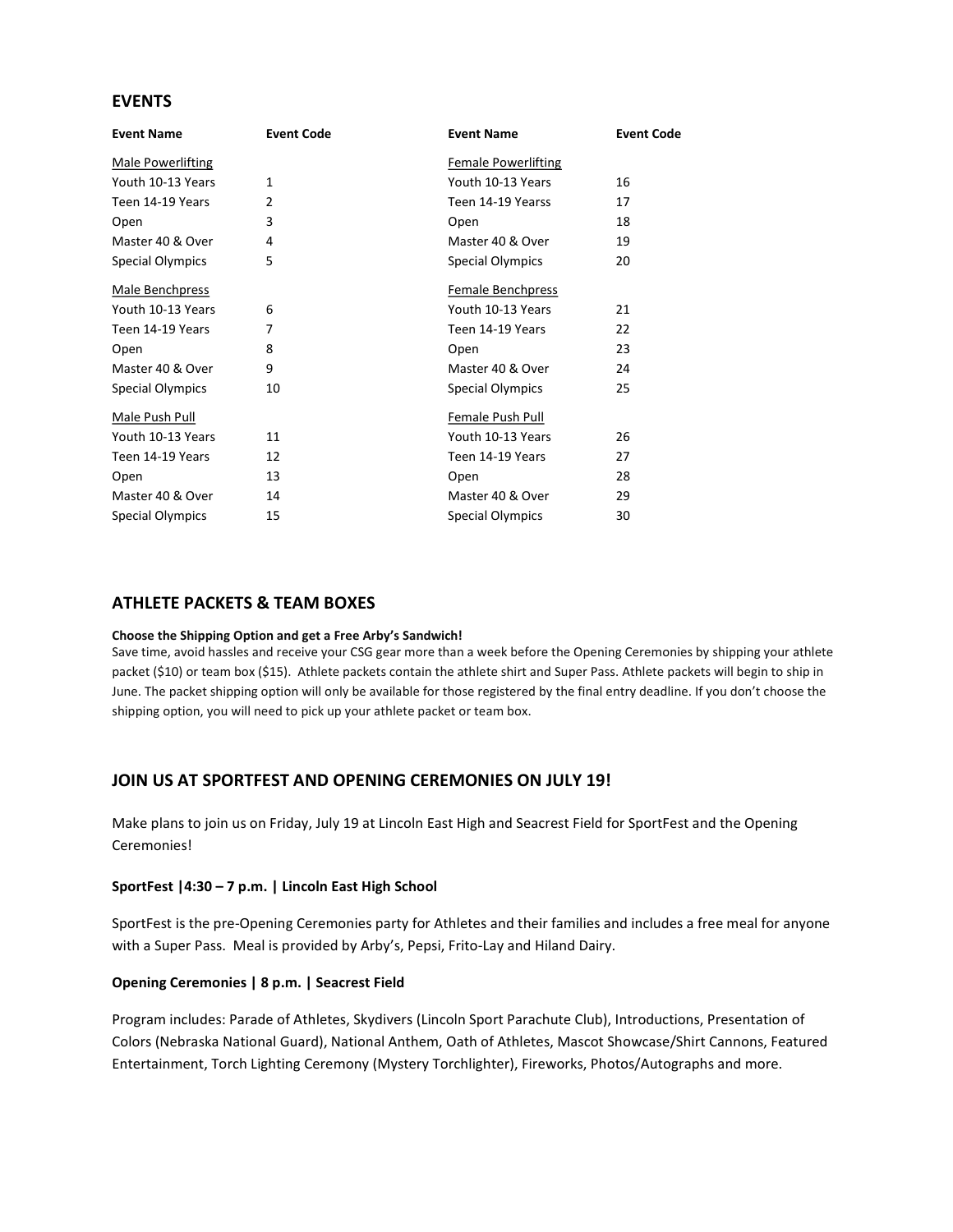## EVENTS

| Event Name | Event Code | Event Name | Event Code |
|---|---|---|---|
| Male Powerlifting | | Female Powerlifting | |
| Youth 10-13 Years | 1 | Youth 10-13 Years | 16 |
| Teen 14-19 Years | 2 | Teen 14-19 Yearss | 17 |
| Open | 3 | Open | 18 |
| Master 40 & Over | 4 | Master 40 & Over | 19 |
| Special Olympics | 5 | Special Olympics | 20 |
| Male Benchpress | | Female Benchpress | |
| Youth 10-13 Years | 6 | Youth 10-13 Years | 21 |
| Teen 14-19 Years | 7 | Teen 14-19 Years | 22 |
| Open | 8 | Open | 23 |
| Master 40 & Over | 9 | Master 40 & Over | 24 |
| Special Olympics | 10 | Special Olympics | 25 |
| Male Push Pull | | Female Push Pull | |
| Youth 10-13 Years | 11 | Youth 10-13 Years | 26 |
| Teen 14-19 Years | 12 | Teen 14-19 Years | 27 |
| Open | 13 | Open | 28 |
| Master 40 & Over | 14 | Master 40 & Over | 29 |
| Special Olympics | 15 | Special Olympics | 30 |

## ATHLETE PACKETS & TEAM BOXES

**Choose the Shipping Option and get a Free Arby's Sandwich!**

Save time, avoid hassles and receive your CSG gear more than a week before the Opening Ceremonies by shipping your athlete packet ($10) or team box ($15). Athlete packets contain the athlete shirt and Super Pass. Athlete packets will begin to ship in June. The packet shipping option will only be available for those registered by the final entry deadline. If you don't choose the shipping option, you will need to pick up your athlete packet or team box.

## JOIN US AT SPORTFEST AND OPENING CEREMONIES ON JULY 19!

Make plans to join us on Friday, July 19 at Lincoln East High and Seacrest Field for SportFest and the Opening Ceremonies!

**SportFest |4:30 – 7 p.m. | Lincoln East High School**

SportFest is the pre-Opening Ceremonies party for Athletes and their families and includes a free meal for anyone with a Super Pass. Meal is provided by Arby's, Pepsi, Frito-Lay and Hiland Dairy.

**Opening Ceremonies | 8 p.m. | Seacrest Field**

Program includes: Parade of Athletes, Skydivers (Lincoln Sport Parachute Club), Introductions, Presentation of Colors (Nebraska National Guard), National Anthem, Oath of Athletes, Mascot Showcase/Shirt Cannons, Featured Entertainment, Torch Lighting Ceremony (Mystery Torchlighter), Fireworks, Photos/Autographs and more.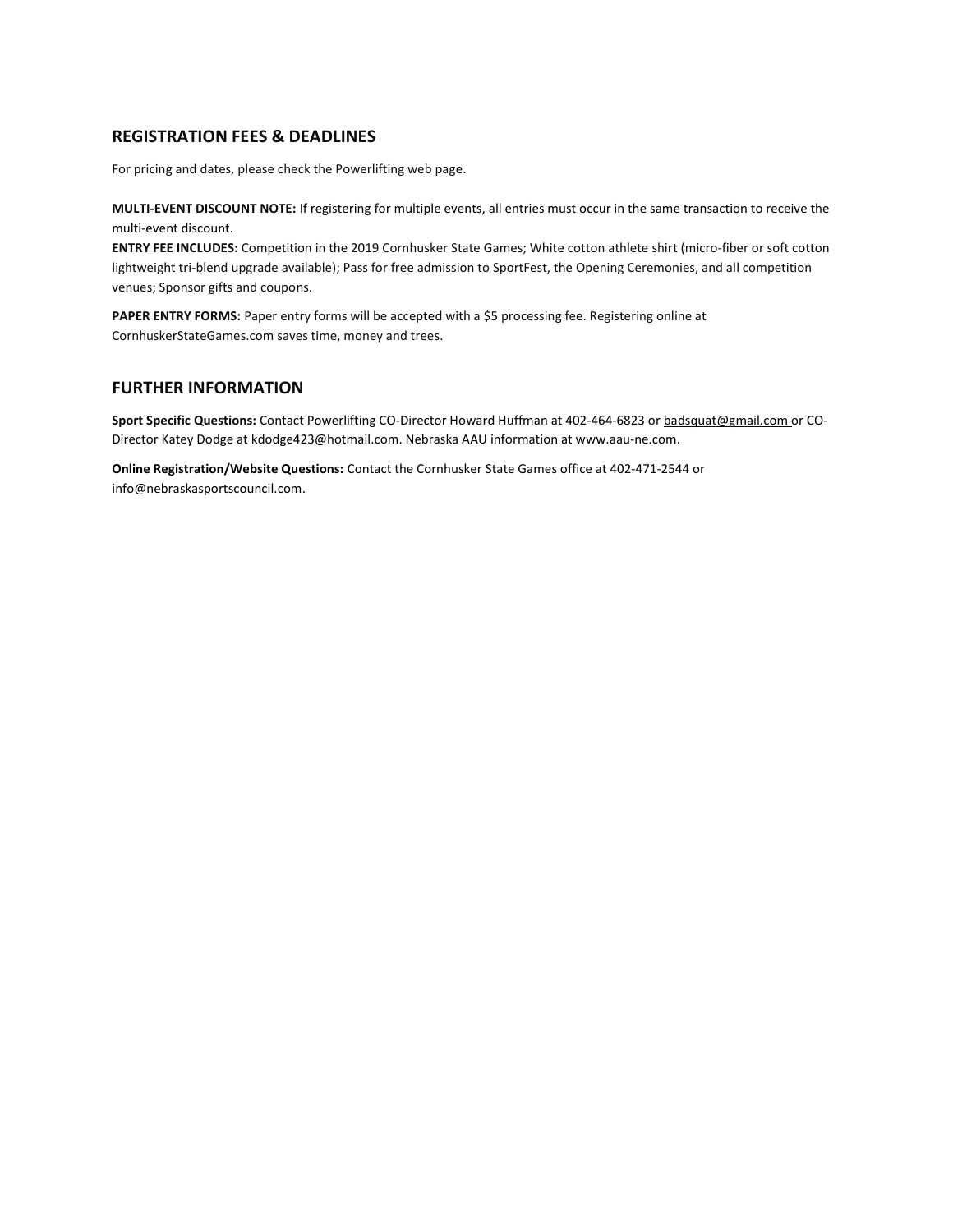## REGISTRATION FEES & DEADLINES

For pricing and dates, please check the Powerlifting web page.

**MULTI-EVENT DISCOUNT NOTE:** If registering for multiple events, all entries must occur in the same transaction to receive the multi-event discount.

**ENTRY FEE INCLUDES:** Competition in the 2019 Cornhusker State Games; White cotton athlete shirt (micro-fiber or soft cotton lightweight tri-blend upgrade available); Pass for free admission to SportFest, the Opening Ceremonies, and all competition venues; Sponsor gifts and coupons.

**PAPER ENTRY FORMS:** Paper entry forms will be accepted with a $5 processing fee. Registering online at CornhuskerStateGames.com saves time, money and trees.

## FURTHER INFORMATION

**Sport Specific Questions:** Contact Powerlifting CO-Director Howard Huffman at 402-464-6823 or badsquat@gmail.com or CO-Director Katey Dodge at kdodge423@hotmail.com. Nebraska AAU information at www.aau-ne.com.

**Online Registration/Website Questions:** Contact the Cornhusker State Games office at 402-471-2544 or info@nebraskasportscouncil.com.